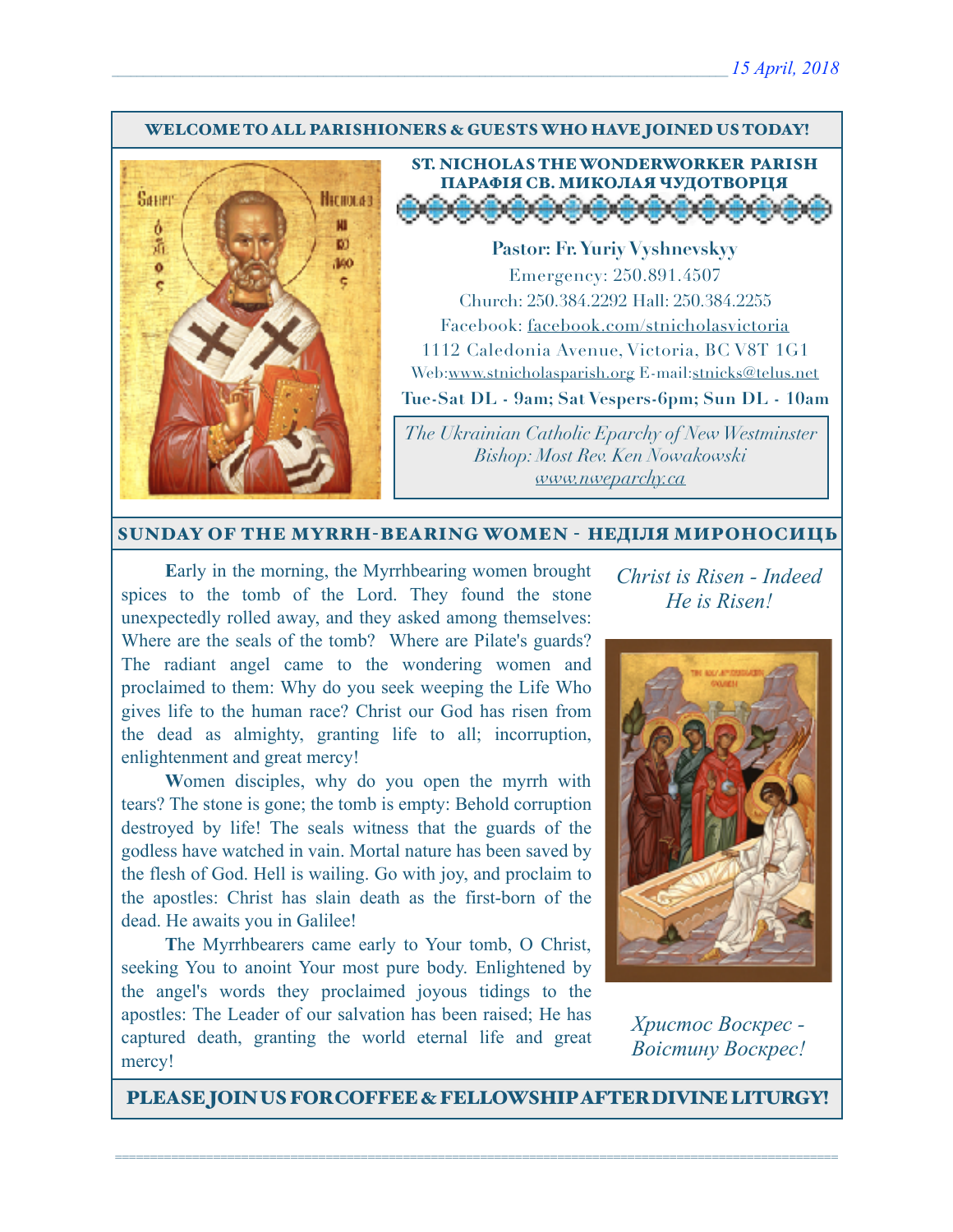15 April, 2018

**WELCOME TO ALL PARISHIONERS & GUESTS WHO HAVE JOINED US TODAY!**

## ST. NICHOLAS THE WONDERWORKER PARISH
## ПАРАФІЯ СВ. МИКОЛАЯ ЧУДОТВОРЦЯ

**Pastor: Fr. Yuriy Vyshnevskyy**

Emergency: 250.891.4507

Church: 250.384.2292 Hall: 250.384.2255

Facebook: facebook.com/stnicholasvictoria

1112 Caledonia Avenue, Victoria, BC V8T 1G1

Web:www.stnicholasparish.org E-mail:stnicks@telus.net

**Tue-Sat DL - 9am; Sat Vespers-6pm; Sun DL - 10am**

*The Ukrainian Catholic Eparchy of New Westminster*
*Bishop: Most Rev. Ken Nowakowski*
*www.nweparchy.ca*

## SUNDAY OF THE MYRRH-BEARING WOMEN - НЕДІЛЯ МИРОНОСИЦЬ

*Christ is Risen - Indeed He is Risen!*

**E**arly in the morning, the Myrrhbearing women brought spices to the tomb of the Lord. They found the stone unexpectedly rolled away, and they asked among themselves: Where are the seals of the tomb? Where are Pilate's guards? The radiant angel came to the wondering women and proclaimed to them: Why do you seek weeping the Life Who gives life to the human race? Christ our God has risen from the dead as almighty, granting life to all; incorruption, enlightenment and great mercy!

**W**omen disciples, why do you open the myrrh with tears? The stone is gone; the tomb is empty: Behold corruption destroyed by life! The seals witness that the guards of the godless have watched in vain. Mortal nature has been saved by the flesh of God. Hell is wailing. Go with joy, and proclaim to the apostles: Christ has slain death as the first-born of the dead. He awaits you in Galilee!

**T**he Myrrhbearers came early to Your tomb, O Christ, seeking You to anoint Your most pure body. Enlightened by the angel's words they proclaimed joyous tidings to the apostles: The Leader of our salvation has been raised; He has captured death, granting the world eternal life and great mercy!

*Христос Воскрес - Воістину Воскрес!*

**PLEASE JOIN US FOR COFFEE & FELLOWSHIP AFTER DIVINE LITURGY!**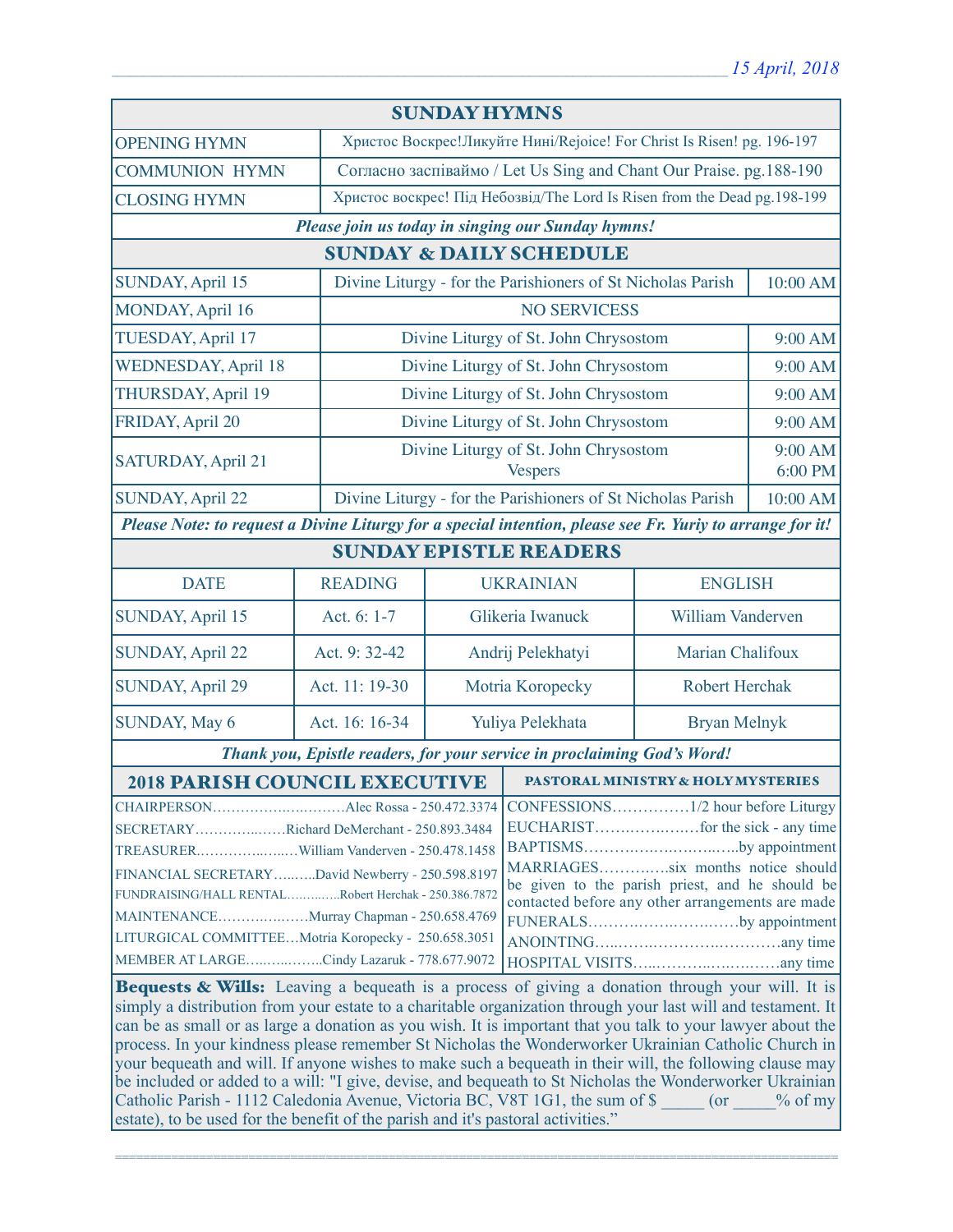*15 April, 2018*

## SUNDAY HYMNS

| | |
|---|---|
| OPENING HYMN | Христос Воскрес!Ликуйте Нині/Rejoice! For Christ Is Risen! pg. 196-197 |
| COMMUNION HYMN | Согласно заспіваймо / Let Us Sing and Chant Our Praise. pg.188-190 |
| CLOSING HYMN | Христос воскрес! Під Небозвід/The Lord Is Risen from the Dead pg.198-199 |

***Please join us today in singing our Sunday hymns!***

## SUNDAY & DAILY SCHEDULE

| | | |
|---|---|---|
| SUNDAY, April 15 | Divine Liturgy - for the Parishioners of St Nicholas Parish | 10:00 AM |
| MONDAY, April 16 | NO SERVICESS | |
| TUESDAY, April 17 | Divine Liturgy of St. John Chrysostom | 9:00 AM |
| WEDNESDAY, April 18 | Divine Liturgy of St. John Chrysostom | 9:00 AM |
| THURSDAY, April 19 | Divine Liturgy of St. John Chrysostom | 9:00 AM |
| FRIDAY, April 20 | Divine Liturgy of St. John Chrysostom | 9:00 AM |
| SATURDAY, April 21 | Divine Liturgy of St. John Chrysostom<br>Vespers | 9:00 AM<br>6:00 PM |
| SUNDAY, April 22 | Divine Liturgy - for the Parishioners of St Nicholas Parish | 10:00 AM |

***Please Note: to request a Divine Liturgy for a special intention, please see Fr. Yuriy to arrange for it!***

## SUNDAY EPISTLE READERS

| DATE | READING | UKRAINIAN | ENGLISH |
|---|---|---|---|
| SUNDAY, April 15 | Act. 6: 1-7 | Glikeria Iwanuck | William Vanderven |
| SUNDAY, April 22 | Act. 9: 32-42 | Andrij Pelekhatyi | Marian Chalifoux |
| SUNDAY, April 29 | Act. 11: 19-30 | Motria Koropecky | Robert Herchak |
| SUNDAY, May 6 | Act. 16: 16-34 | Yuliya Pelekhata | Bryan Melnyk |

***Thank you, Epistle readers, for your service in proclaiming God's Word!***

## 2018 PARISH COUNCIL EXECUTIVE

CHAIRPERSON…………………………Alec Rossa - 250.472.3374
SECRETARY……………Richard DeMerchant - 250.893.3484
TREASURER……………………William Vanderven - 250.478.1458
FINANCIAL SECRETARY………David Newberry - 250.598.8197
FUNDRAISING/HALL RENTAL…………Robert Herchak - 250.386.7872
MAINTENANCE…………………Murray Chapman - 250.658.4769
LITURGICAL COMMITTEE…Motria Koropecky - 250.658.3051
MEMBER AT LARGE……………Cindy Lazaruk - 778.677.9072

## PASTORAL MINISTRY & HOLY MYSTERIES

CONFESSIONS……………1/2 hour before Liturgy
EUCHARIST………………for the sick - any time
BAPTISMS…………………………by appointment
MARRIAGES…………six months notice should be given to the parish priest, and he should be contacted before any other arrangements are made
FUNERALS………………………by appointment
ANOINTING…………………………any time
HOSPITAL VISITS………………………any time

**Bequests & Wills:** Leaving a bequeath is a process of giving a donation through your will. It is simply a distribution from your estate to a charitable organization through your last will and testament. It can be as small or as large a donation as you wish. It is important that you talk to your lawyer about the process. In your kindness please remember St Nicholas the Wonderworker Ukrainian Catholic Church in your bequeath and will. If anyone wishes to make such a bequeath in their will, the following clause may be included or added to a will: "I give, devise, and bequeath to St Nicholas the Wonderworker Ukrainian Catholic Parish - 1112 Caledonia Avenue, Victoria BC, V8T 1G1, the sum of $ _____ (or _____% of my estate), to be used for the benefit of the parish and it's pastoral activities."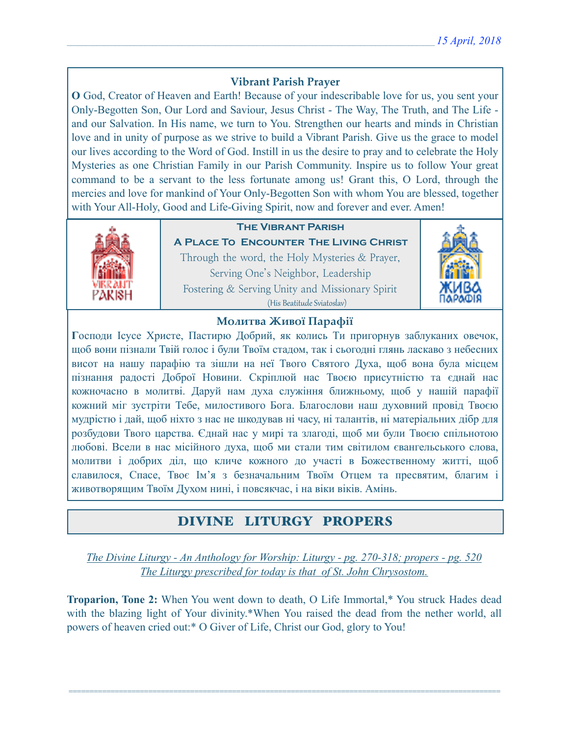## Vibrant Parish Prayer

**O** God, Creator of Heaven and Earth! Because of your indescribable love for us, you sent your Only-Begotten Son, Our Lord and Saviour, Jesus Christ - The Way, The Truth, and The Life - and our Salvation. In His name, we turn to You. Strengthen our hearts and minds in Christian love and in unity of purpose as we strive to build a Vibrant Parish. Give us the grace to model our lives according to the Word of God. Instill in us the desire to pray and to celebrate the Holy Mysteries as one Christian Family in our Parish Community. Inspire us to follow Your great command to be a servant to the less fortunate among us! Grant this, O Lord, through the mercies and love for mankind of Your Only-Begotten Son with whom You are blessed, together with Your All-Holy, Good and Life-Giving Spirit, now and forever and ever. Amen!

**The Vibrant Parish**
**A Place To Encounter The Living Christ**
Through the word, the Holy Mysteries & Prayer,
Serving One's Neighbor, Leadership
Fostering & Serving Unity and Missionary Spirit
(His Beatitude Sviatoslav)

## Молитва Живої Парафії

**Г**осподи Ісусе Христе, Пастирю Добрий, як колись Ти пригорнув заблуканих овечок, щоб вони пізнали Твій голос і були Твоїм стадом, так і сьогодні глянь ласкаво з небесних висот на нашу парафію та зішли на неї Твого Святого Духа, щоб вона була місцем пізнання радості Доброї Новини. Скріплюй нас Твоєю присутністю та єднай нас кожночасно в молитві. Даруй нам духа служіння ближньому, щоб у нашій парафії кожний міг зустріти Тебе, милостивого Бога. Благослови наш духовний провід Твоєю мудрістю і дай, щоб ніхто з нас не шкодував ні часу, ні талантів, ні матеріальних дібр для розбудови Твого царства. Єднай нас у мирі та злагоді, щоб ми були Твоєю спільнотою любові. Всели в нас місійного духа, щоб ми стали тим світилом євангельського слова, молитви і добрих діл, що кличе кожного до участі в Божественному житті, щоб славилося, Спасе, Твоє Ім'я з безначальним Твоїм Отцем та пресвятим, благим і животворящим Твоїм Духом нині, і повсякчас, і на віки віків. Амінь.

## DIVINE LITURGY PROPERS

*The Divine Liturgy - An Anthology for Worship: Liturgy - pg. 270-318; propers - pg. 520*
*The Liturgy prescribed for today is that of St. John Chrysostom.*

**Troparion, Tone 2:** When You went down to death, O Life Immortal,* You struck Hades dead with the blazing light of Your divinity.*When You raised the dead from the nether world, all powers of heaven cried out:* O Giver of Life, Christ our God, glory to You!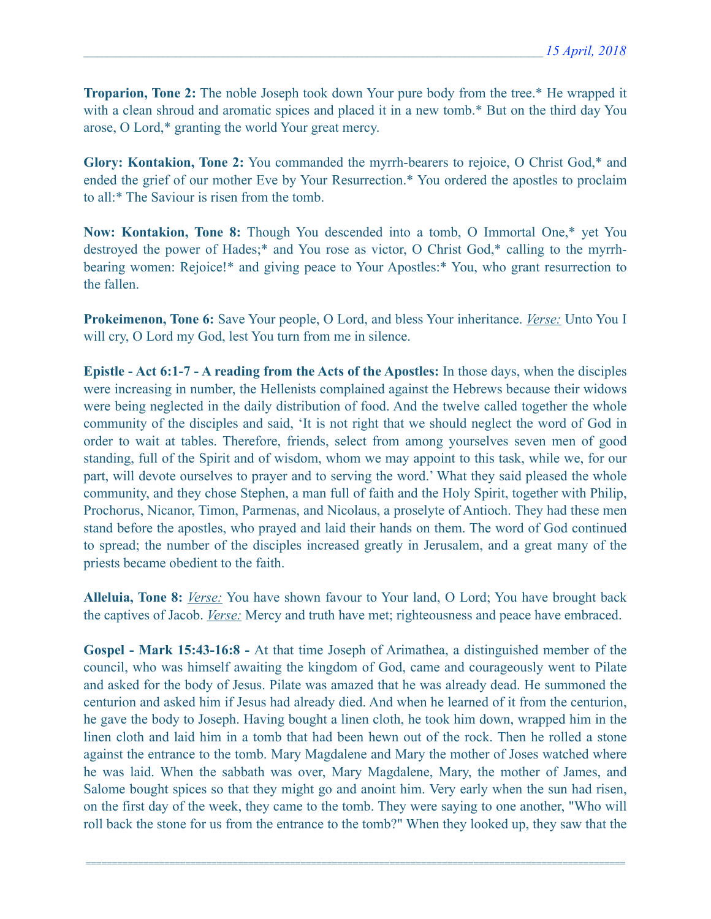**Troparion, Tone 2:** The noble Joseph took down Your pure body from the tree.* He wrapped it with a clean shroud and aromatic spices and placed it in a new tomb.* But on the third day You arose, O Lord,* granting the world Your great mercy.

**Glory: Kontakion, Tone 2:** You commanded the myrrh-bearers to rejoice, O Christ God,* and ended the grief of our mother Eve by Your Resurrection.* You ordered the apostles to proclaim to all:* The Saviour is risen from the tomb.

**Now: Kontakion, Tone 8:** Though You descended into a tomb, O Immortal One,* yet You destroyed the power of Hades;* and You rose as victor, O Christ God,* calling to the myrrh-bearing women: Rejoice!* and giving peace to Your Apostles:* You, who grant resurrection to the fallen.

**Prokeimenon, Tone 6:** Save Your people, O Lord, and bless Your inheritance. *Verse:* Unto You I will cry, O Lord my God, lest You turn from me in silence.

**Epistle - Act 6:1-7 - A reading from the Acts of the Apostles:** In those days, when the disciples were increasing in number, the Hellenists complained against the Hebrews because their widows were being neglected in the daily distribution of food. And the twelve called together the whole community of the disciples and said, 'It is not right that we should neglect the word of God in order to wait at tables. Therefore, friends, select from among yourselves seven men of good standing, full of the Spirit and of wisdom, whom we may appoint to this task, while we, for our part, will devote ourselves to prayer and to serving the word.' What they said pleased the whole community, and they chose Stephen, a man full of faith and the Holy Spirit, together with Philip, Prochorus, Nicanor, Timon, Parmenas, and Nicolaus, a proselyte of Antioch. They had these men stand before the apostles, who prayed and laid their hands on them. The word of God continued to spread; the number of the disciples increased greatly in Jerusalem, and a great many of the priests became obedient to the faith.

**Alleluia, Tone 8:** *Verse:* You have shown favour to Your land, O Lord; You have brought back the captives of Jacob. *Verse:* Mercy and truth have met; righteousness and peace have embraced.

**Gospel - Mark 15:43-16:8 -** At that time Joseph of Arimathea, a distinguished member of the council, who was himself awaiting the kingdom of God, came and courageously went to Pilate and asked for the body of Jesus. Pilate was amazed that he was already dead. He summoned the centurion and asked him if Jesus had already died. And when he learned of it from the centurion, he gave the body to Joseph. Having bought a linen cloth, he took him down, wrapped him in the linen cloth and laid him in a tomb that had been hewn out of the rock. Then he rolled a stone against the entrance to the tomb. Mary Magdalene and Mary the mother of Joses watched where he was laid. When the sabbath was over, Mary Magdalene, Mary, the mother of James, and Salome bought spices so that they might go and anoint him. Very early when the sun had risen, on the first day of the week, they came to the tomb. They were saying to one another, "Who will roll back the stone for us from the entrance to the tomb?" When they looked up, they saw that the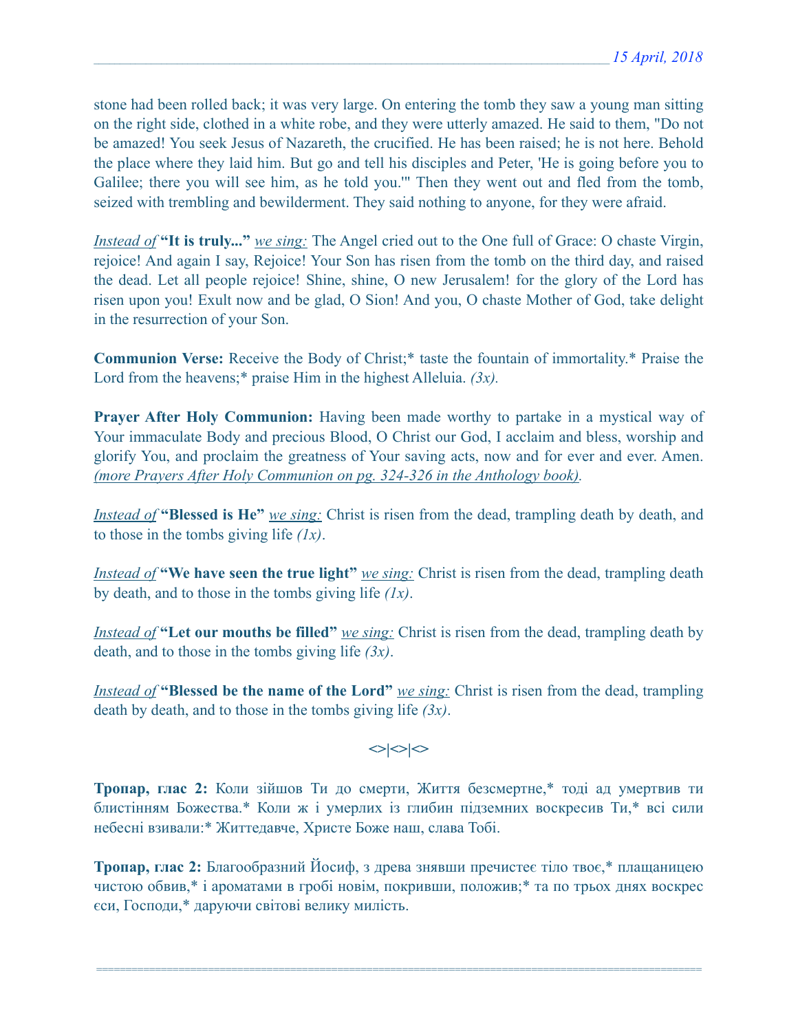stone had been rolled back; it was very large. On entering the tomb they saw a young man sitting on the right side, clothed in a white robe, and they were utterly amazed. He said to them, "Do not be amazed! You seek Jesus of Nazareth, the crucified. He has been raised; he is not here. Behold the place where they laid him. But go and tell his disciples and Peter, 'He is going before you to Galilee; there you will see him, as he told you.'" Then they went out and fled from the tomb, seized with trembling and bewilderment. They said nothing to anyone, for they were afraid.

*Instead of* **"It is truly..."** *we sing:* The Angel cried out to the One full of Grace: O chaste Virgin, rejoice! And again I say, Rejoice! Your Son has risen from the tomb on the third day, and raised the dead. Let all people rejoice! Shine, shine, O new Jerusalem! for the glory of the Lord has risen upon you! Exult now and be glad, O Sion! And you, O chaste Mother of God, take delight in the resurrection of your Son.

**Communion Verse:** Receive the Body of Christ;* taste the fountain of immortality.* Praise the Lord from the heavens;* praise Him in the highest Alleluia. *(3x).*

**Prayer After Holy Communion:** Having been made worthy to partake in a mystical way of Your immaculate Body and precious Blood, O Christ our God, I acclaim and bless, worship and glorify You, and proclaim the greatness of Your saving acts, now and for ever and ever. Amen. *(more Prayers After Holy Communion on pg. 324-326 in the Anthology book).*

*Instead of* **"Blessed is He"** *we sing:* Christ is risen from the dead, trampling death by death, and to those in the tombs giving life *(1x)*.

*Instead of* **"We have seen the true light"** *we sing:* Christ is risen from the dead, trampling death by death, and to those in the tombs giving life *(1x)*.

*Instead of* **"Let our mouths be filled"** *we sing:* Christ is risen from the dead, trampling death by death, and to those in the tombs giving life *(3x)*.

*Instead of* **"Blessed be the name of the Lord"** *we sing:* Christ is risen from the dead, trampling death by death, and to those in the tombs giving life *(3x)*.

<>|<>|<>

**Тропар, глас 2:** Коли зійшов Ти до смерти, Життя безсмертне,* тоді ад умертвив ти блистінням Божества.* Коли ж і умерлих із глибин підземних воскресив Ти,* всі сили небесні взивали:* Життедавче, Христе Боже наш, слава Тобі.

**Тропар, глас 2:** Благообразний Йосиф, з древа знявши пречистеє тіло твоє,* плащаницею чистою обвив,* і ароматами в гробі новім, покривши, положив;* та по трьох днях воскрес єси, Господи,* даруючи світові велику милість.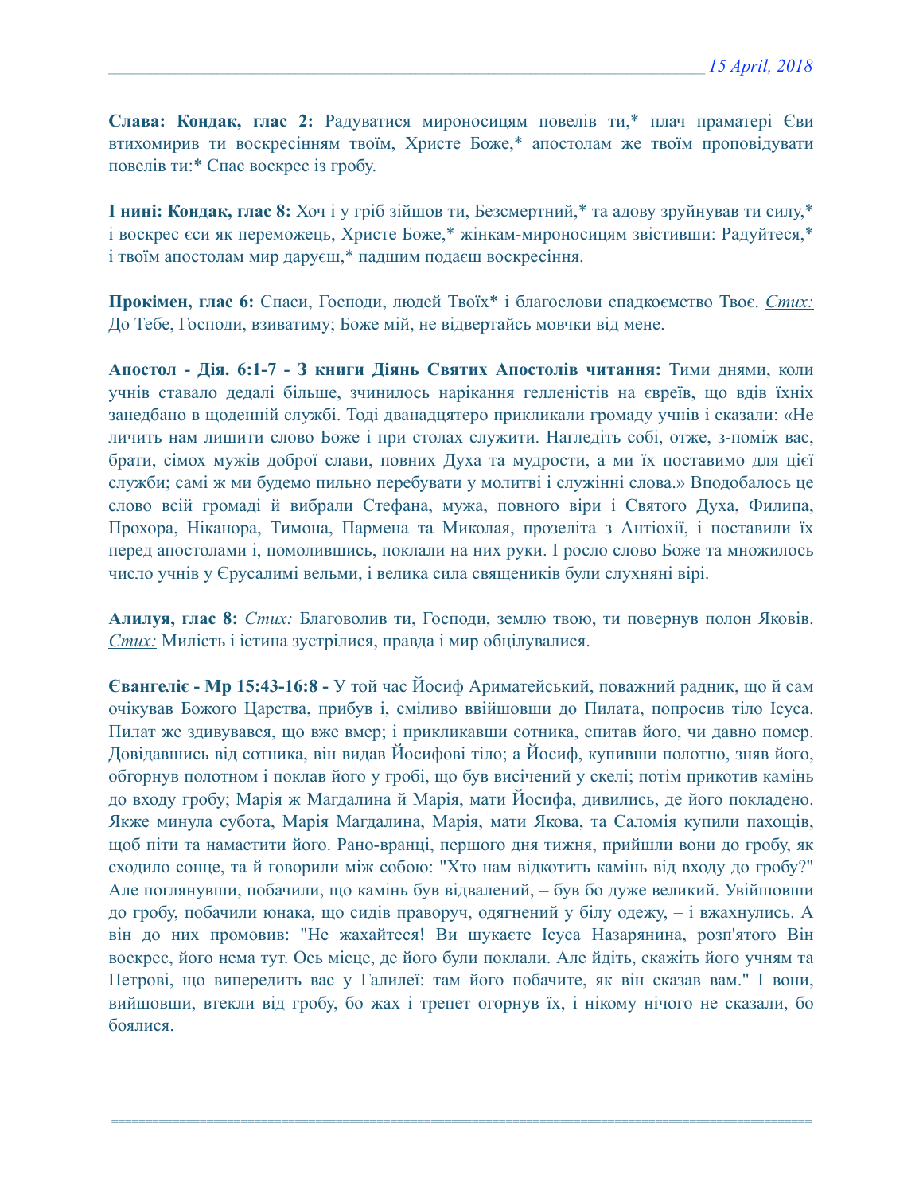**Слава: Кондак, глас 2:** Радуватися мироносицям повелів ти,* плач праматері Єви втихомирив ти воскресінням твоїм, Христе Боже,* апостолам же твоїм проповідувати повелів ти:* Спас воскрес із гробу.

**І нині: Кондак, глас 8:** Хоч і у гріб зійшов ти, Безсмертний,* та адову зруйнував ти силу,* і воскрес єси як переможець, Христе Боже,* жінкам-мироносицям звістивши: Радуйтеся,* і твоїм апостолам мир даруєш,* падшим подаєш воскресіння.

**Прокімен, глас 6:** Спаси, Господи, людей Твоїх* і благослови спадкоємство Твоє. *Стих:* До Тебе, Господи, взиватиму; Боже мій, не відвертайсь мовчки від мене.

**Апостол - Дія. 6:1-7 - З книги Діянь Святих Апостолів читання:** Тими днями, коли учнів ставало дедалі більше, зчинилось нарікання гелленістів на євреїв, що вдів їхніх занедбано в щоденній службі. Тоді дванадцятеро прикликали громаду учнів і сказали: «Не личить нам лишити слово Боже і при столах служити. Нагледіть собі, отже, з-поміж вас, брати, сімох мужів доброї слави, повних Духа та мудрости, а ми їх поставимо для цієї служби; самі ж ми будемо пильно перебувати у молитві і служінні слова.» Вподобалось це слово всій громаді й вибрали Стефана, мужа, повного віри і Святого Духа, Филипа, Прохора, Ніканора, Тимона, Пармена та Миколая, прозеліта з Антіохії, і поставили їх перед апостолами і, помолившись, поклали на них руки. І росло слово Боже та множилось число учнів у Єрусалимі вельми, і велика сила священиків були слухняні вірі.

**Алилуя, глас 8:** *Стих:* Благоволив ти, Господи, землю твою, ти повернув полон Яковів. *Стих:* Милість і істина зустрілися, правда і мир обцілувалися.

**Євангеліє - Мр 15:43-16:8 -** У той час Йосиф Ариматейський, поважний радник, що й сам очікував Божого Царства, прибув і, сміливо ввійшовши до Пилата, попросив тіло Ісуса. Пилат же здивувався, що вже вмер; і прикликавши сотника, спитав його, чи давно помер. Довідавшись від сотника, він видав Йосифові тіло; а Йосиф, купивши полотно, зняв його, обгорнув полотном і поклав його у гробі, що був висічений у скелі; потім прикотив камінь до входу гробу; Марія ж Магдалина й Марія, мати Йосифа, дивились, де його покладено. Якже минула субота, Марія Магдалина, Марія, мати Якова, та Саломія купили пахощів, щоб піти та намастити його. Рано-вранці, першого дня тижня, прийшли вони до гробу, як сходило сонце, та й говорили між собою: "Хто нам відкотить камінь від входу до гробу?" Але поглянувши, побачили, що камінь був відвалений, – був бо дуже великий. Увійшовши до гробу, побачили юнака, що сидів праворуч, одягнений у білу одежу, – і вжахнулись. А він до них промовив: "Не жахайтеся! Ви шукаєте Ісуса Назарянина, розп'ятого Він воскрес, його нема тут. Ось місце, де його були поклали. Але йдіть, скажіть його учням та Петрові, що випередить вас у Галилеї: там його побачите, як він сказав вам." І вони, вийшовши, втекли від гробу, бо жах і трепет огорнув їх, і нікому нічого не сказали, бо боялися.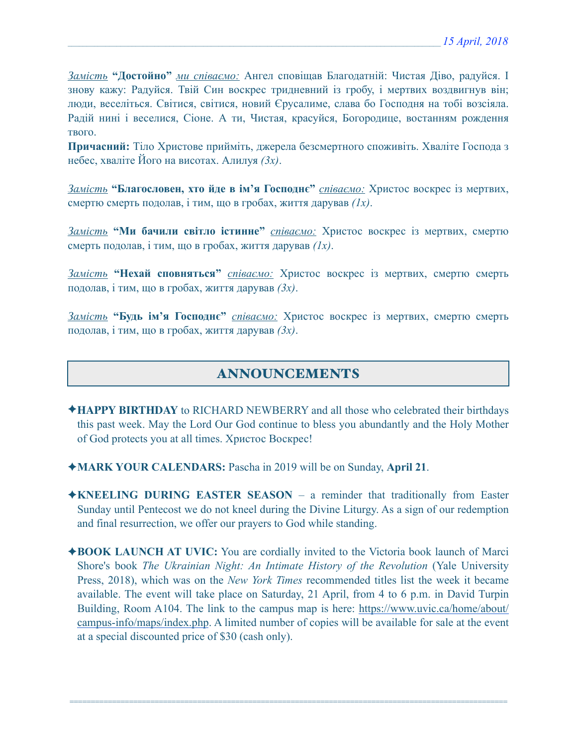*Замість* **"Достойно"** *ми співаємо:* Ангел сповіщав Благодатній: Чистая Діво, радуйся. І знову кажу: Радуйся. Твій Син воскрес тридневний із гробу, і мертвих воздвигнув він; люди, веселіться. Світися, світися, новий Єрусалиме, слава бо Господня на тобі возсіяла. Радій нині і веселися, Сіоне. А ти, Чистая, красуйся, Богородице, востанням рождення твого.

**Причасний:** Тіло Христове прийміть, джерела безсмертного споживіть. Хваліте Господа з небес, хваліте Його на висотах. Алилуя *(3x)*.

*Замість* **"Благословен, хто йде в ім'я Господнє"** *співаємо:* Христос воскрес із мертвих, смертю смерть подолав, і тим, що в гробах, життя дарував *(1x)*.

*Замість* **"Ми бачили світло істинне"** *співаємо:* Христос воскрес із мертвих, смертю смерть подолав, і тим, що в гробах, життя дарував *(1x)*.

*Замість* **"Нехай сповняться"** *співаємо:* Христос воскрес із мертвих, смертю смерть подолав, і тим, що в гробах, життя дарував *(3x)*.

*Замість* **"Будь ім'я Господнє"** *співаємо:* Христос воскрес із мертвих, смертю смерть подолав, і тим, що в гробах, життя дарував *(3x)*.

## ANNOUNCEMENTS

✦**HAPPY BIRTHDAY** to RICHARD NEWBERRY and all those who celebrated their birthdays this past week. May the Lord Our God continue to bless you abundantly and the Holy Mother of God protects you at all times. Христос Воскрес!

✦**MARK YOUR CALENDARS:** Pascha in 2019 will be on Sunday, **April 21**.

✦**KNEELING DURING EASTER SEASON** – a reminder that traditionally from Easter Sunday until Pentecost we do not kneel during the Divine Liturgy. As a sign of our redemption and final resurrection, we offer our prayers to God while standing.

✦**BOOK LAUNCH AT UVIC:** You are cordially invited to the Victoria book launch of Marci Shore's book *The Ukrainian Night: An Intimate History of the Revolution* (Yale University Press, 2018), which was on the *New York Times* recommended titles list the week it became available. The event will take place on Saturday, 21 April, from 4 to 6 p.m. in David Turpin Building, Room A104. The link to the campus map is here: https://www.uvic.ca/home/about/campus-info/maps/index.php. A limited number of copies will be available for sale at the event at a special discounted price of $30 (cash only).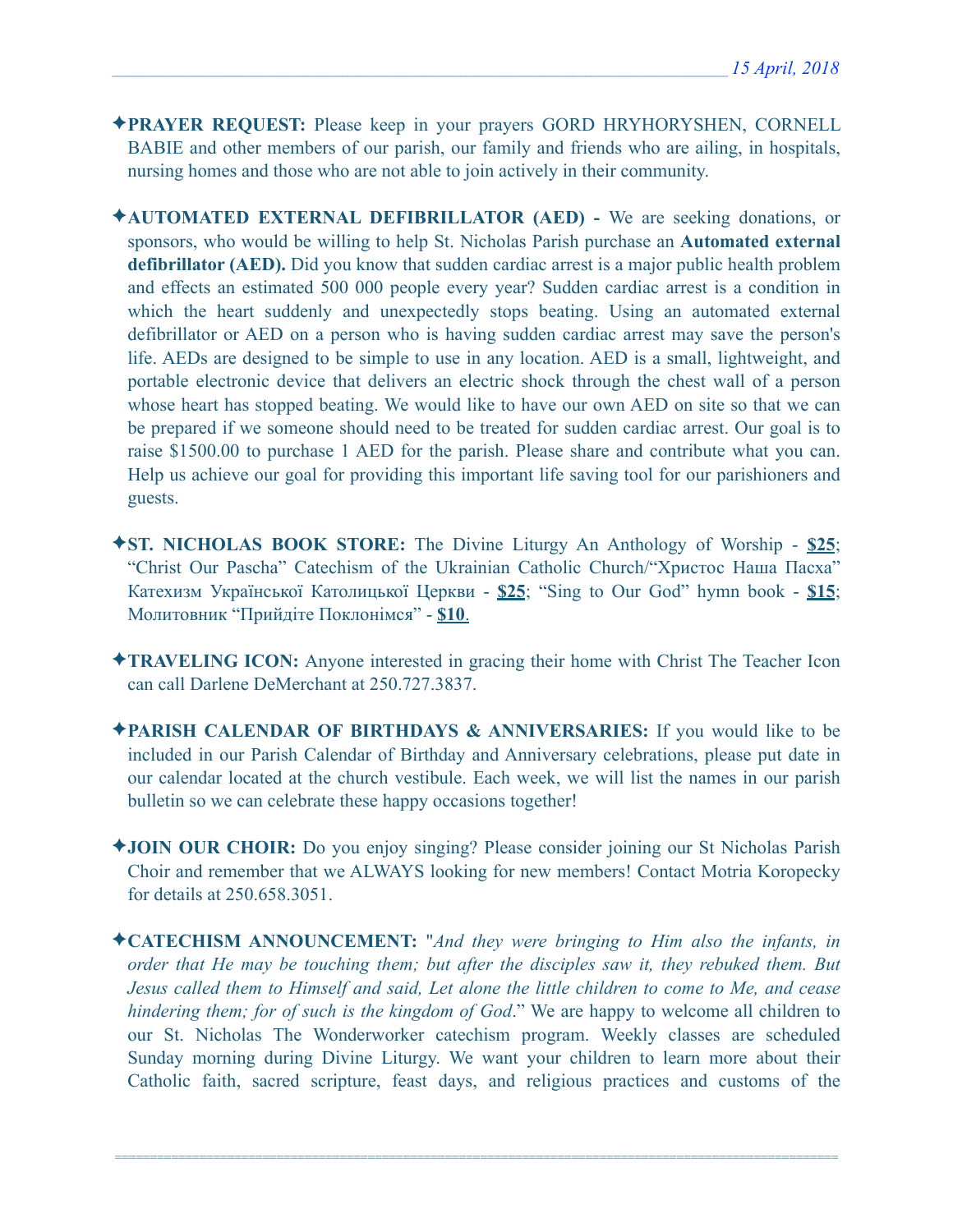✦**PRAYER REQUEST:** Please keep in your prayers GORD HRYHORYSHEN, CORNELL BABIE and other members of our parish, our family and friends who are ailing, in hospitals, nursing homes and those who are not able to join actively in their community.

✦**AUTOMATED EXTERNAL DEFIBRILLATOR (AED) -** We are seeking donations, or sponsors, who would be willing to help St. Nicholas Parish purchase an **Automated external defibrillator (AED).** Did you know that sudden cardiac arrest is a major public health problem and effects an estimated 500 000 people every year? Sudden cardiac arrest is a condition in which the heart suddenly and unexpectedly stops beating. Using an automated external defibrillator or AED on a person who is having sudden cardiac arrest may save the person's life. AEDs are designed to be simple to use in any location. AED is a small, lightweight, and portable electronic device that delivers an electric shock through the chest wall of a person whose heart has stopped beating. We would like to have our own AED on site so that we can be prepared if we someone should need to be treated for sudden cardiac arrest. Our goal is to raise $1500.00 to purchase 1 AED for the parish. Please share and contribute what you can. Help us achieve our goal for providing this important life saving tool for our parishioners and guests.

✦**ST. NICHOLAS BOOK STORE:** The Divine Liturgy An Anthology of Worship - **$25**; "Christ Our Pascha" Catechism of the Ukrainian Catholic Church/"Христос Наша Пасха" Катехизм Української Католицької Церкви - **$25**; "Sing to Our God" hymn book - **$15**; Молитовник "Прийдіте Поклонімся" - **$10**.

✦**TRAVELING ICON:** Anyone interested in gracing their home with Christ The Teacher Icon can call Darlene DeMerchant at 250.727.3837.

✦**PARISH CALENDAR OF BIRTHDAYS & ANNIVERSARIES:** If you would like to be included in our Parish Calendar of Birthday and Anniversary celebrations, please put date in our calendar located at the church vestibule. Each week, we will list the names in our parish bulletin so we can celebrate these happy occasions together!

✦**JOIN OUR CHOIR:** Do you enjoy singing? Please consider joining our St Nicholas Parish Choir and remember that we ALWAYS looking for new members! Contact Motria Koropecky for details at 250.658.3051.

✦**CATECHISM ANNOUNCEMENT:** "*And they were bringing to Him also the infants, in order that He may be touching them; but after the disciples saw it, they rebuked them. But Jesus called them to Himself and said, Let alone the little children to come to Me, and cease hindering them; for of such is the kingdom of God*." We are happy to welcome all children to our St. Nicholas The Wonderworker catechism program. Weekly classes are scheduled Sunday morning during Divine Liturgy. We want your children to learn more about their Catholic faith, sacred scripture, feast days, and religious practices and customs of the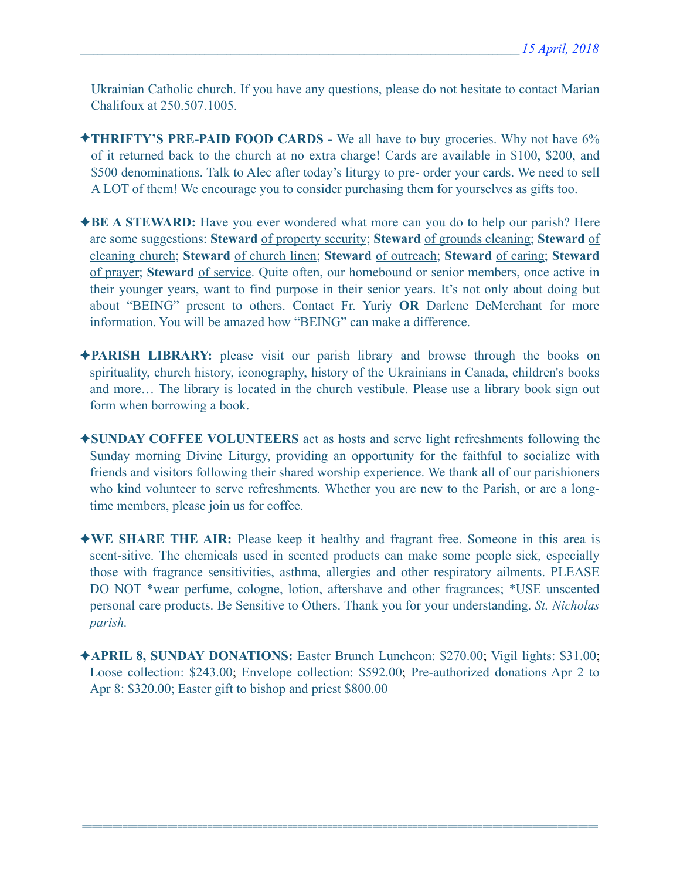Ukrainian Catholic church. If you have any questions, please do not hesitate to contact Marian Chalifoux at 250.507.1005.

✦**THRIFTY'S PRE-PAID FOOD CARDS -** We all have to buy groceries. Why not have 6% of it returned back to the church at no extra charge! Cards are available in $100, $200, and $500 denominations. Talk to Alec after today's liturgy to pre- order your cards. We need to sell A LOT of them! We encourage you to consider purchasing them for yourselves as gifts too.

✦**BE A STEWARD:** Have you ever wondered what more can you do to help our parish? Here are some suggestions: **Steward** of property security; **Steward** of grounds cleaning; **Steward** of cleaning church; **Steward** of church linen; **Steward** of outreach; **Steward** of caring; **Steward** of prayer; **Steward** of service. Quite often, our homebound or senior members, once active in their younger years, want to find purpose in their senior years. It's not only about doing but about "BEING" present to others. Contact Fr. Yuriy **OR** Darlene DeMerchant for more information. You will be amazed how "BEING" can make a difference.

✦**PARISH LIBRARY:** please visit our parish library and browse through the books on spirituality, church history, iconography, history of the Ukrainians in Canada, children's books and more… The library is located in the church vestibule. Please use a library book sign out form when borrowing a book.

✦**SUNDAY COFFEE VOLUNTEERS** act as hosts and serve light refreshments following the Sunday morning Divine Liturgy, providing an opportunity for the faithful to socialize with friends and visitors following their shared worship experience. We thank all of our parishioners who kind volunteer to serve refreshments. Whether you are new to the Parish, or are a long-time members, please join us for coffee.

✦**WE SHARE THE AIR:** Please keep it healthy and fragrant free. Someone in this area is scent-sitive. The chemicals used in scented products can make some people sick, especially those with fragrance sensitivities, asthma, allergies and other respiratory ailments. PLEASE DO NOT *wear perfume, cologne, lotion, aftershave and other fragrances; *USE unscented personal care products. Be Sensitive to Others. Thank you for your understanding. *St. Nicholas parish.*

✦**APRIL 8, SUNDAY DONATIONS:** Easter Brunch Luncheon: $270.00; Vigil lights: $31.00; Loose collection: $243.00; Envelope collection: $592.00; Pre-authorized donations Apr 2 to Apr 8: $320.00; Easter gift to bishop and priest $800.00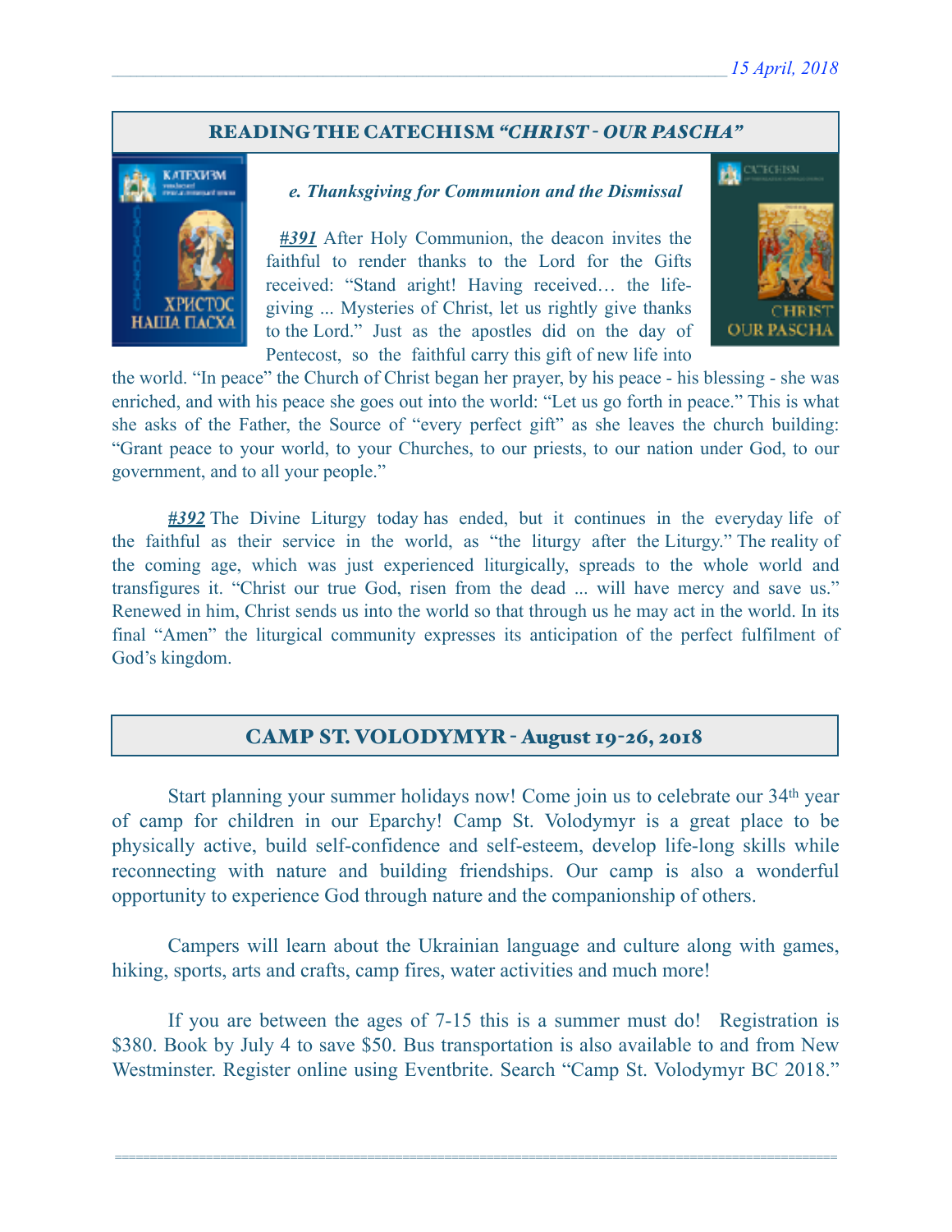## READING THE CATECHISM *"CHRIST - OUR PASCHA"*

***e. Thanksgiving for Communion and the Dismissal***

***#391*** After Holy Communion, the deacon invites the faithful to render thanks to the Lord for the Gifts received: "Stand aright! Having received… the life-giving ... Mysteries of Christ, let us rightly give thanks to the Lord." Just as the apostles did on the day of Pentecost, so the faithful carry this gift of new life into the world. "In peace" the Church of Christ began her prayer, by his peace - his blessing - she was enriched, and with his peace she goes out into the world: "Let us go forth in peace." This is what she asks of the Father, the Source of "every perfect gift" as she leaves the church building: "Grant peace to your world, to your Churches, to our priests, to our nation under God, to our government, and to all your people."

***#392*** The Divine Liturgy today has ended, but it continues in the everyday life of the faithful as their service in the world, as "the liturgy after the Liturgy." The reality of the coming age, which was just experienced liturgically, spreads to the whole world and transfigures it. "Christ our true God, risen from the dead ... will have mercy and save us." Renewed in him, Christ sends us into the world so that through us he may act in the world. In its final "Amen" the liturgical community expresses its anticipation of the perfect fulfilment of God's kingdom.

## CAMP ST. VOLODYMYR - August 19-26, 2018

Start planning your summer holidays now! Come join us to celebrate our 34th year of camp for children in our Eparchy! Camp St. Volodymyr is a great place to be physically active, build self-confidence and self-esteem, develop life-long skills while reconnecting with nature and building friendships. Our camp is also a wonderful opportunity to experience God through nature and the companionship of others.

Campers will learn about the Ukrainian language and culture along with games, hiking, sports, arts and crafts, camp fires, water activities and much more!

If you are between the ages of 7-15 this is a summer must do! Registration is $380. Book by July 4 to save $50. Bus transportation is also available to and from New Westminster. Register online using Eventbrite. Search "Camp St. Volodymyr BC 2018."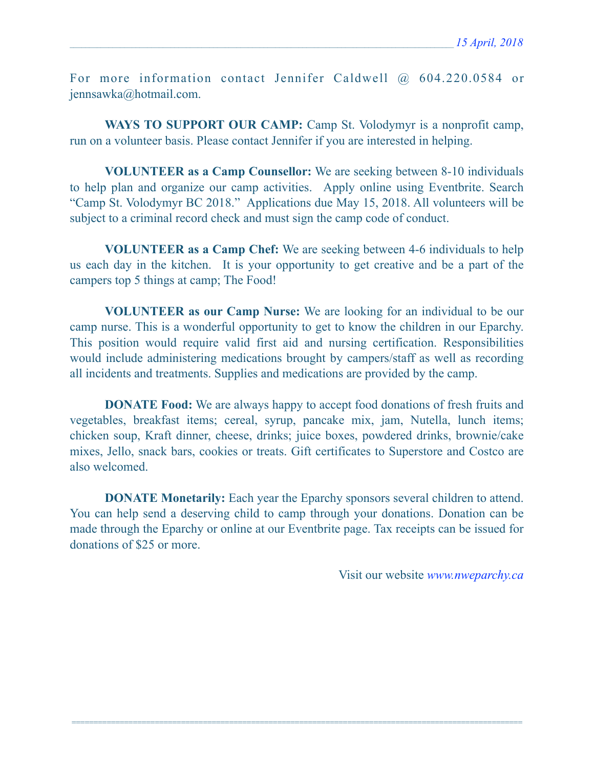For more information contact Jennifer Caldwell @ 604.220.0584 or jennsawka@hotmail.com.

**WAYS TO SUPPORT OUR CAMP:** Camp St. Volodymyr is a nonprofit camp, run on a volunteer basis. Please contact Jennifer if you are interested in helping.

**VOLUNTEER as a Camp Counsellor:** We are seeking between 8-10 individuals to help plan and organize our camp activities. Apply online using Eventbrite. Search "Camp St. Volodymyr BC 2018." Applications due May 15, 2018. All volunteers will be subject to a criminal record check and must sign the camp code of conduct.

**VOLUNTEER as a Camp Chef:** We are seeking between 4-6 individuals to help us each day in the kitchen. It is your opportunity to get creative and be a part of the campers top 5 things at camp; The Food!

**VOLUNTEER as our Camp Nurse:** We are looking for an individual to be our camp nurse. This is a wonderful opportunity to get to know the children in our Eparchy. This position would require valid first aid and nursing certification. Responsibilities would include administering medications brought by campers/staff as well as recording all incidents and treatments. Supplies and medications are provided by the camp.

**DONATE Food:** We are always happy to accept food donations of fresh fruits and vegetables, breakfast items; cereal, syrup, pancake mix, jam, Nutella, lunch items; chicken soup, Kraft dinner, cheese, drinks; juice boxes, powdered drinks, brownie/cake mixes, Jello, snack bars, cookies or treats. Gift certificates to Superstore and Costco are also welcomed.

**DONATE Monetarily:** Each year the Eparchy sponsors several children to attend. You can help send a deserving child to camp through your donations. Donation can be made through the Eparchy or online at our Eventbrite page. Tax receipts can be issued for donations of $25 or more.

Visit our website *www.nweparchy.ca*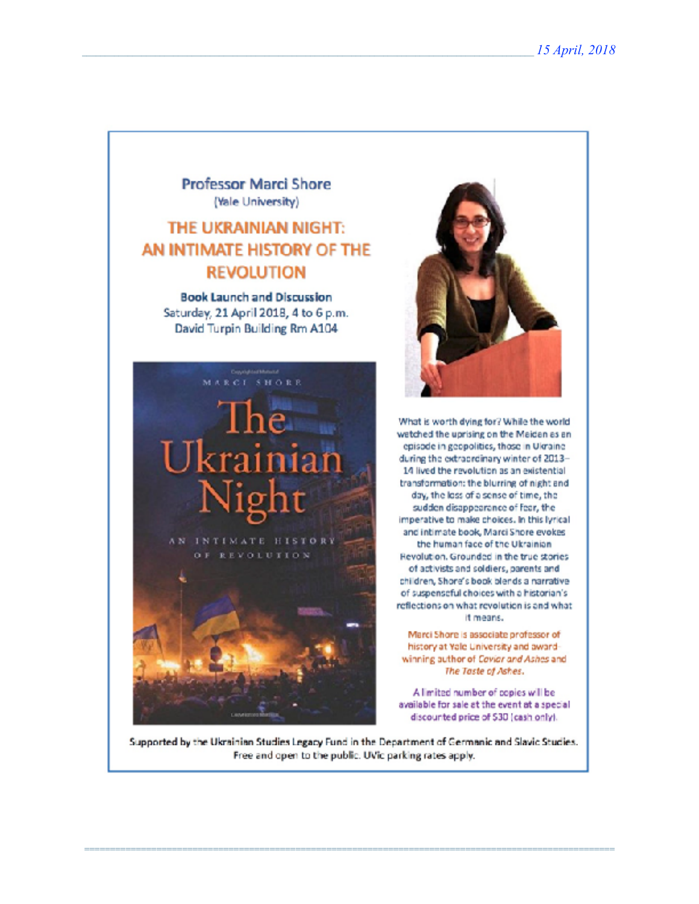15 April, 2018

**Professor Marci Shore**
(Yale University)

## THE UKRAINIAN NIGHT: AN INTIMATE HISTORY OF THE REVOLUTION

**Book Launch and Discussion**
Saturday, 21 April 2018, 4 to 6 p.m.
David Turpin Building Rm A104

What is worth dying for? While the world watched the uprising on the Maidan as an episode in geopolitics, those in Ukraine during the extraordinary winter of 2013–14 lived the revolution as an existential transformation: the blurring of night and day, the loss of a sense of time, the sudden disappearance of fear, the imperative to make choices. In this lyrical and intimate book, Marci Shore evokes the human face of the Ukrainian Revolution. Grounded in the true stories of activists and soldiers, parents and children, Shore's book blends a narrative of suspenseful choices with a historian's reflections on what revolution is and what it means.

Marci Shore is associate professor of history at Yale University and award-winning author of *Caviar and Ashes* and *The Taste of Ashes*.

A limited number of copies will be available for sale at the event at a special discounted price of $30 (cash only).

Supported by the Ukrainian Studies Legacy Fund in the Department of Germanic and Slavic Studies. Free and open to the public. UVic parking rates apply.